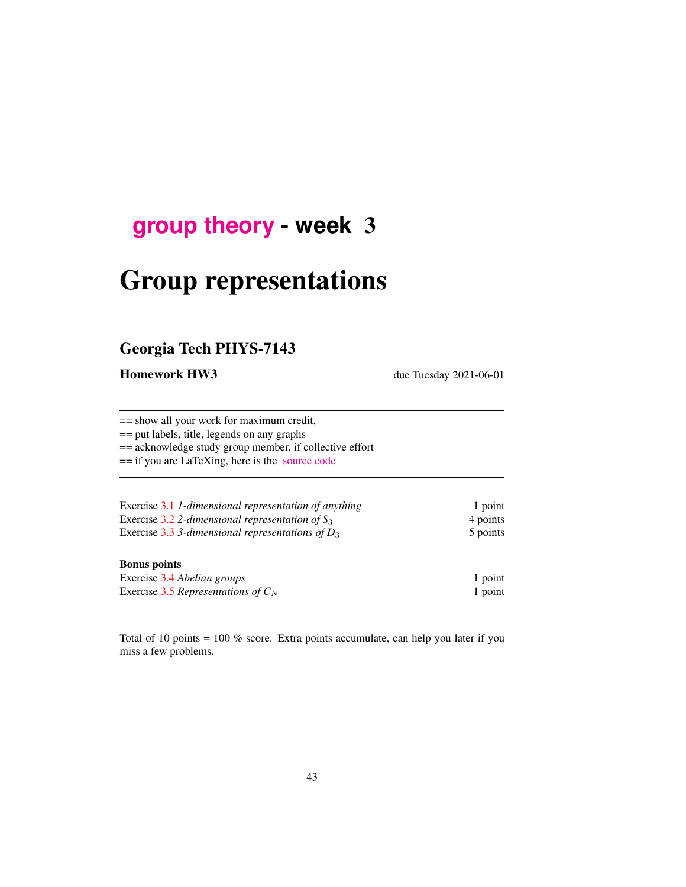# group theory - week 3

# Group representations

## Georgia Tech PHYS-7143

**Homework HW3** due Tuesday 2021-06-01

---

== show all your work for maximum credit,
== put labels, title, legends on any graphs
== acknowledge study group member, if collective effort
== if you are LaTeXing, here is the source code

---

| | |
|---|---|
| Exercise 3.1 *1-dimensional representation of anything* | 1 point |
| Exercise 3.2 *2-dimensional representation of* $S_3$ | 4 points |
| Exercise 3.3 *3-dimensional representations of* $D_3$ | 5 points |

**Bonus points**

| | |
|---|---|
| Exercise 3.4 *Abelian groups* | 1 point |
| Exercise 3.5 *Representations of* $C_N$ | 1 point |

Total of 10 points = 100 % score. Extra points accumulate, can help you later if you miss a few problems.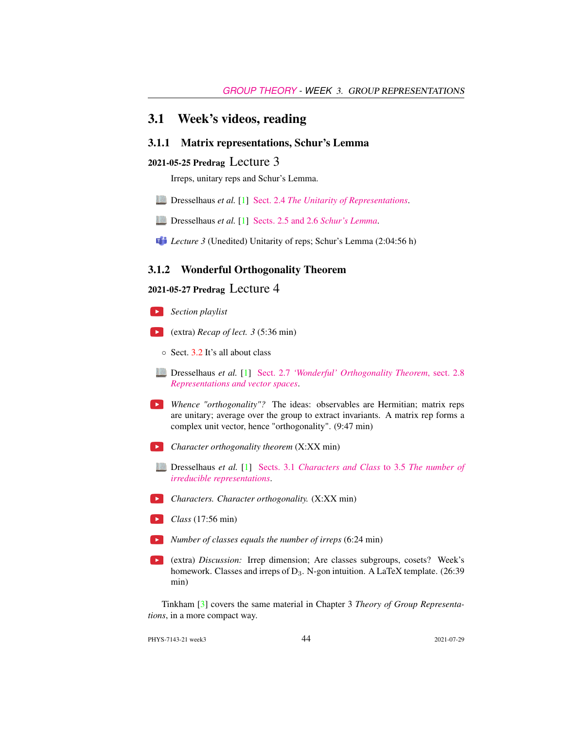## 3.1 Week's videos, reading

### 3.1.1 Matrix representations, Schur's Lemma

**2021-05-25 Predrag** Lecture 3

Irreps, unitary reps and Schur's Lemma.

- Dresselhaus *et al.* [1] Sect. 2.4 *The Unitarity of Representations*.
- Dresselhaus *et al.* [1] Sects. 2.5 and 2.6 *Schur's Lemma*.
- *Lecture 3* (Unedited) Unitarity of reps; Schur's Lemma (2:04:56 h)

### 3.1.2 Wonderful Orthogonality Theorem

**2021-05-27 Predrag** Lecture 4

- *Section playlist*
- (extra) *Recap of lect. 3* (5:36 min)
  - Sect. 3.2 It's all about class
- Dresselhaus *et al.* [1] Sect. 2.7 *'Wonderful' Orthogonality Theorem*, sect. 2.8 *Representations and vector spaces*.
- *Whence "orthogonality"?* The ideas: observables are Hermitian; matrix reps are unitary; average over the group to extract invariants. A matrix rep forms a complex unit vector, hence "orthogonality". (9:47 min)
- *Character orthogonality theorem* (X:XX min)
- Dresselhaus *et al.* [1] Sects. 3.1 *Characters and Class* to 3.5 *The number of irreducible representations*.
- *Characters. Character orthogonality.* (X:XX min)
- *Class* (17:56 min)
- *Number of classes equals the number of irreps* (6:24 min)
- (extra) *Discussion:* Irrep dimension; Are classes subgroups, cosets? Week's homework. Classes and irreps of $D_3$. N-gon intuition. A LaTeX template. (26:39 min)

Tinkham [3] covers the same material in Chapter 3 *Theory of Group Representations*, in a more compact way.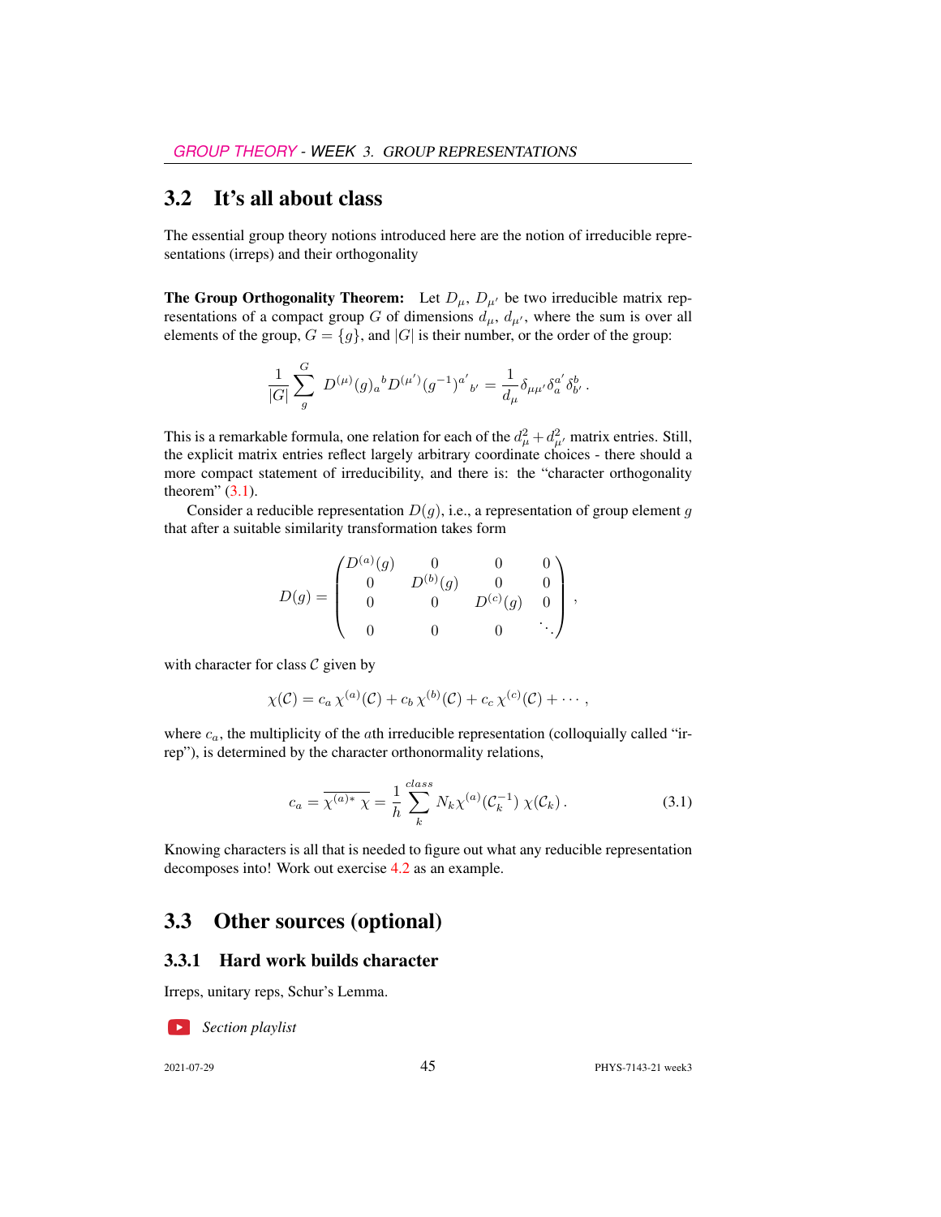## 3.2 It's all about class

The essential group theory notions introduced here are the notion of irreducible representations (irreps) and their orthogonality

**The Group Orthogonality Theorem:** Let $D_\mu$, $D_{\mu'}$ be two irreducible matrix representations of a compact group $G$ of dimensions $d_\mu$, $d_{\mu'}$, where the sum is over all elements of the group, $G = \{g\}$, and $|G|$ is their number, or the order of the group:

$$\frac{1}{|G|}\sum_{g}^{G} D^{(\mu)}(g)_a{}^b D^{(\mu')}(g^{-1})^{a'}{}_{b'} = \frac{1}{d_\mu}\delta_{\mu\mu'}\delta_a^{a'}\delta_{b'}^{b} .$$

This is a remarkable formula, one relation for each of the $d_\mu^2 + d_{\mu'}^2$ matrix entries. Still, the explicit matrix entries reflect largely arbitrary coordinate choices - there should a more compact statement of irreducibility, and there is: the "character orthogonality theorem" (3.1).

Consider a reducible representation $D(g)$, i.e., a representation of group element $g$ that after a suitable similarity transformation takes form

$$D(g) = \begin{pmatrix} D^{(a)}(g) & 0 & 0 & 0 \\ 0 & D^{(b)}(g) & 0 & 0 \\ 0 & 0 & D^{(c)}(g) & 0 \\ 0 & 0 & 0 & \ddots \end{pmatrix} ,$$

with character for class $\mathcal{C}$ given by

$$\chi(\mathcal{C}) = c_a\,\chi^{(a)}(\mathcal{C}) + c_b\,\chi^{(b)}(\mathcal{C}) + c_c\,\chi^{(c)}(\mathcal{C}) + \cdots ,$$

where $c_a$, the multiplicity of the $a$th irreducible representation (colloquially called "irrep"), is determined by the character orthonormality relations,

$$c_a = \overline{\chi^{(a)*}\,\chi} = \frac{1}{h}\sum_{k}^{class} N_k \chi^{(a)}(\mathcal{C}_k^{-1})\,\chi(\mathcal{C}_k) . \tag{3.1}$$

Knowing characters is all that is needed to figure out what any reducible representation decomposes into! Work out exercise 4.2 as an example.

## 3.3 Other sources (optional)

### 3.3.1 Hard work builds character

Irreps, unitary reps, Schur's Lemma.

*Section playlist*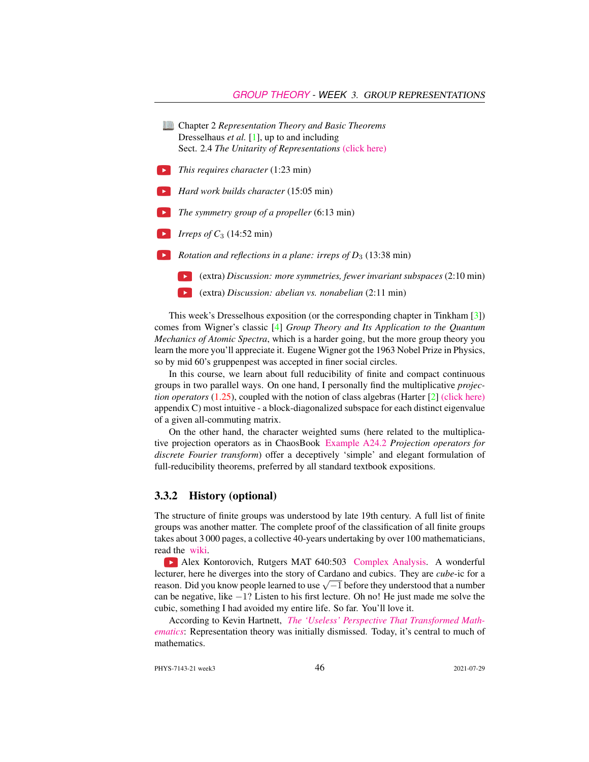Chapter 2 *Representation Theory and Basic Theorems* Dresselhaus *et al.* [1], up to and including Sect. 2.4 *The Unitarity of Representations* (click here)

*This requires character* (1:23 min)

*Hard work builds character* (15:05 min)

*The symmetry group of a propeller* (6:13 min)

*Irreps of $C_3$* (14:52 min)

*Rotation and reflections in a plane: irreps of $D_3$* (13:38 min)

(extra) *Discussion: more symmetries, fewer invariant subspaces* (2:10 min)

(extra) *Discussion: abelian vs. nonabelian* (2:11 min)

This week's Dresselhous exposition (or the corresponding chapter in Tinkham [3]) comes from Wigner's classic [4] *Group Theory and Its Application to the Quantum Mechanics of Atomic Spectra*, which is a harder going, but the more group theory you learn the more you'll appreciate it. Eugene Wigner got the 1963 Nobel Prize in Physics, so by mid 60's gruppenpest was accepted in finer social circles.

In this course, we learn about full reducibility of finite and compact continuous groups in two parallel ways. On one hand, I personally find the multiplicative *projection operators* (1.25), coupled with the notion of class algebras (Harter [2] (click here) appendix C) most intuitive - a block-diagonalized subspace for each distinct eigenvalue of a given all-commuting matrix.

On the other hand, the character weighted sums (here related to the multiplicative projection operators as in ChaosBook Example A24.2 *Projection operators for discrete Fourier transform*) offer a deceptively 'simple' and elegant formulation of full-reducibility theorems, preferred by all standard textbook expositions.

### 3.3.2 History (optional)

The structure of finite groups was understood by late 19th century. A full list of finite groups was another matter. The complete proof of the classification of all finite groups takes about 3 000 pages, a collective 40-years undertaking by over 100 mathematicians, read the wiki.

Alex Kontorovich, Rutgers MAT 640:503 Complex Analysis. A wonderful lecturer, here he diverges into the story of Cardano and cubics. They are *cube*-ic for a reason. Did you know people learned to use $\sqrt{-1}$ before they understood that a number can be negative, like $-1$? Listen to his first lecture. Oh no! He just made me solve the cubic, something I had avoided my entire life. So far. You'll love it.

According to Kevin Hartnett, *The 'Useless' Perspective That Transformed Mathematics*: Representation theory was initially dismissed. Today, it's central to much of mathematics.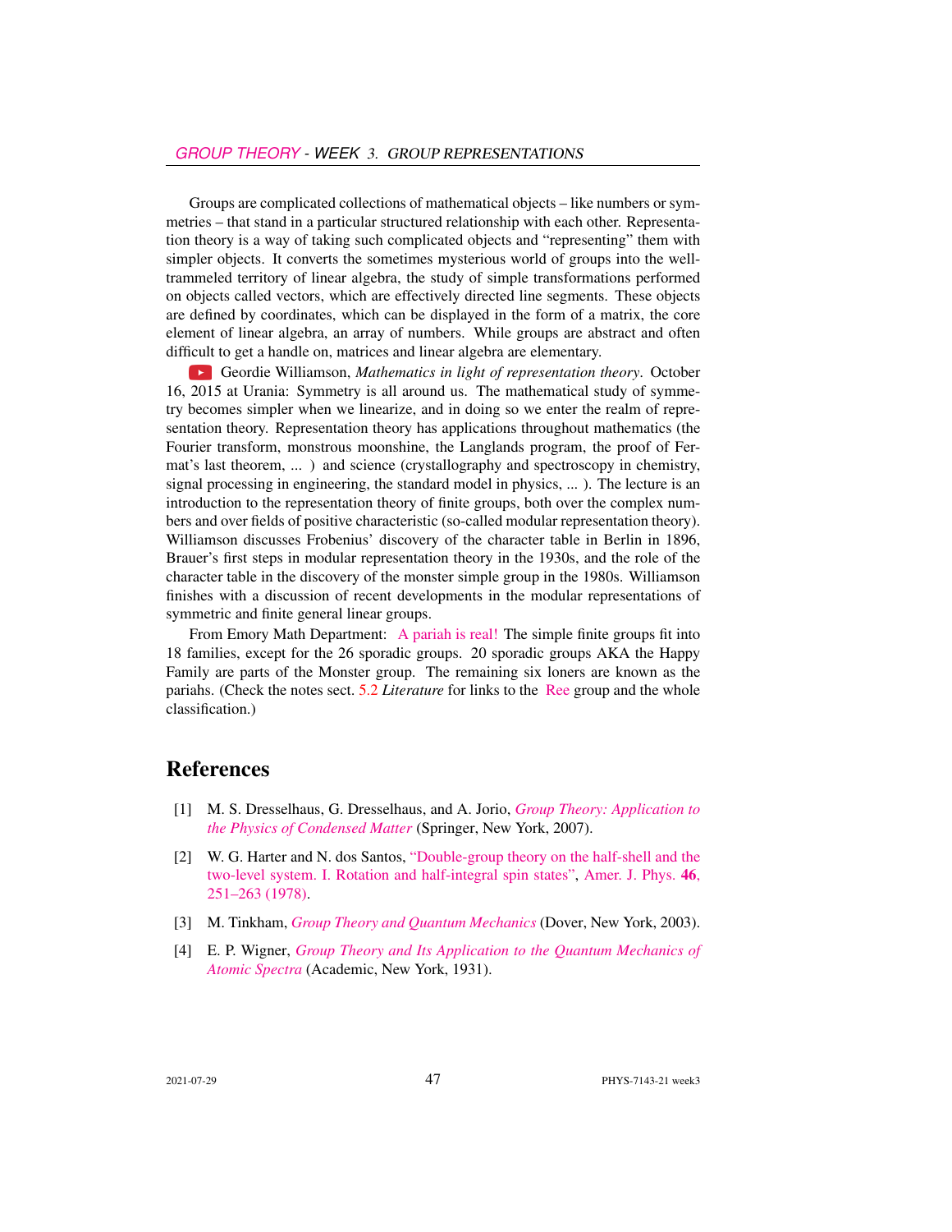Groups are complicated collections of mathematical objects – like numbers or symmetries – that stand in a particular structured relationship with each other. Representation theory is a way of taking such complicated objects and "representing" them with simpler objects. It converts the sometimes mysterious world of groups into the well-trammeled territory of linear algebra, the study of simple transformations performed on objects called vectors, which are effectively directed line segments. These objects are defined by coordinates, which can be displayed in the form of a matrix, the core element of linear algebra, an array of numbers. While groups are abstract and often difficult to get a handle on, matrices and linear algebra are elementary.

Geordie Williamson, *Mathematics in light of representation theory*. October 16, 2015 at Urania: Symmetry is all around us. The mathematical study of symmetry becomes simpler when we linearize, and in doing so we enter the realm of representation theory. Representation theory has applications throughout mathematics (the Fourier transform, monstrous moonshine, the Langlands program, the proof of Fermat's last theorem, ... ) and science (crystallography and spectroscopy in chemistry, signal processing in engineering, the standard model in physics, ... ). The lecture is an introduction to the representation theory of finite groups, both over the complex numbers and over fields of positive characteristic (so-called modular representation theory). Williamson discusses Frobenius' discovery of the character table in Berlin in 1896, Brauer's first steps in modular representation theory in the 1930s, and the role of the character table in the discovery of the monster simple group in the 1980s. Williamson finishes with a discussion of recent developments in the modular representations of symmetric and finite general linear groups.

From Emory Math Department: A pariah is real! The simple finite groups fit into 18 families, except for the 26 sporadic groups. 20 sporadic groups AKA the Happy Family are parts of the Monster group. The remaining six loners are known as the pariahs. (Check the notes sect. 5.2 *Literature* for links to the Ree group and the whole classification.)

## References

[1] M. S. Dresselhaus, G. Dresselhaus, and A. Jorio, *Group Theory: Application to the Physics of Condensed Matter* (Springer, New York, 2007).

[2] W. G. Harter and N. dos Santos, "Double-group theory on the half-shell and the two-level system. I. Rotation and half-integral spin states", Amer. J. Phys. **46**, 251–263 (1978).

[3] M. Tinkham, *Group Theory and Quantum Mechanics* (Dover, New York, 2003).

[4] E. P. Wigner, *Group Theory and Its Application to the Quantum Mechanics of Atomic Spectra* (Academic, New York, 1931).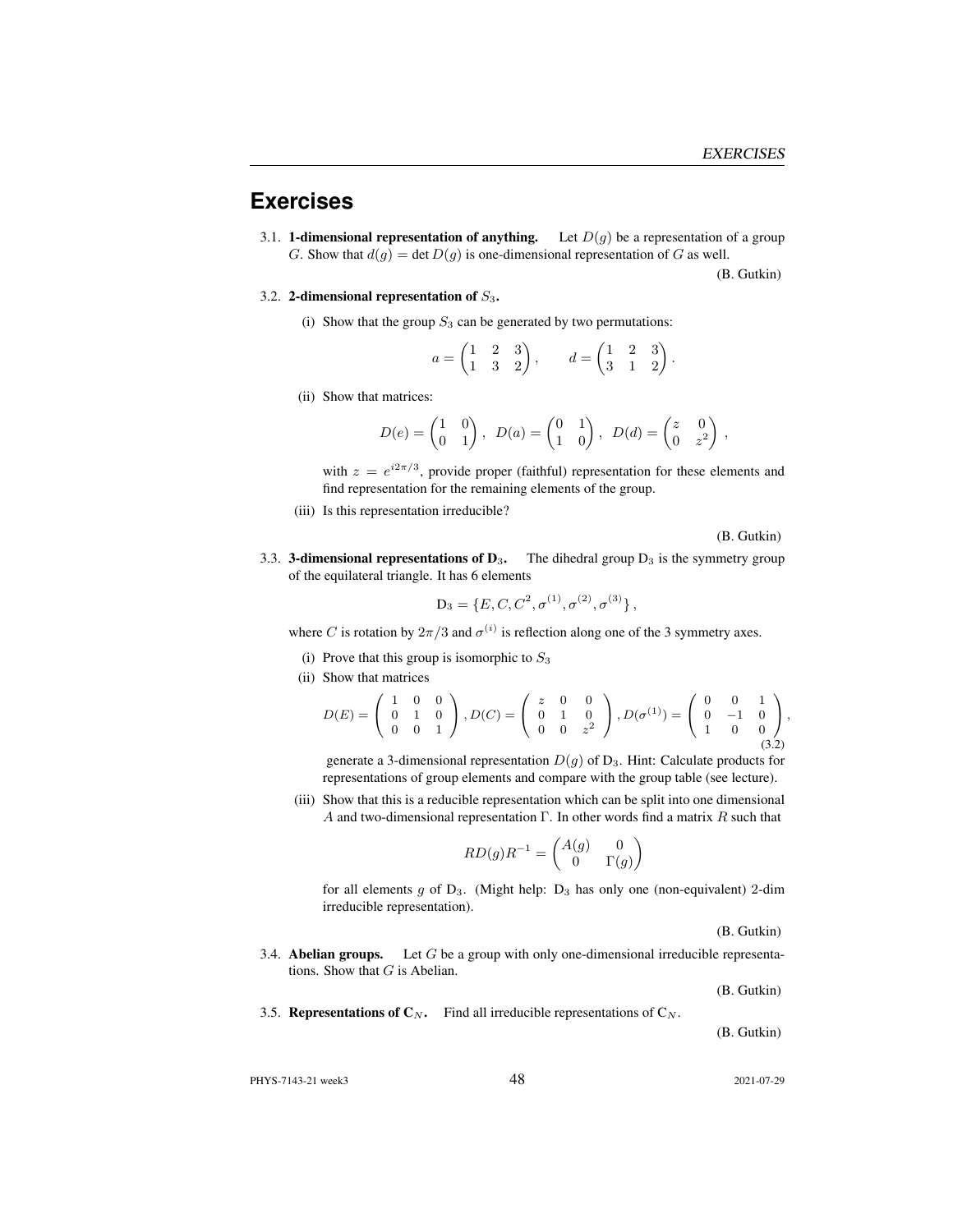## Exercises

3.1. **1-dimensional representation of anything.** Let $D(g)$ be a representation of a group $G$. Show that $d(g) = \det D(g)$ is one-dimensional representation of $G$ as well.

(B. Gutkin)

3.2. **2-dimensional representation of $S_3$.**

(i) Show that the group $S_3$ can be generated by two permutations:

$$a = \begin{pmatrix} 1 & 2 & 3 \\ 1 & 3 & 2 \end{pmatrix}, \qquad d = \begin{pmatrix} 1 & 2 & 3 \\ 3 & 1 & 2 \end{pmatrix}.$$

(ii) Show that matrices:

$$D(e) = \begin{pmatrix} 1 & 0 \\ 0 & 1 \end{pmatrix}, \;\; D(a) = \begin{pmatrix} 0 & 1 \\ 1 & 0 \end{pmatrix}, \;\; D(d) = \begin{pmatrix} z & 0 \\ 0 & z^2 \end{pmatrix},$$

with $z = e^{i2\pi/3}$, provide proper (faithful) representation for these elements and find representation for the remaining elements of the group.

(iii) Is this representation irreducible?

(B. Gutkin)

3.3. **3-dimensional representations of $D_3$.** The dihedral group $D_3$ is the symmetry group of the equilateral triangle. It has 6 elements

$$D_3 = \{E, C, C^2, \sigma^{(1)}, \sigma^{(2)}, \sigma^{(3)}\},$$

where $C$ is rotation by $2\pi/3$ and $\sigma^{(i)}$ is reflection along one of the 3 symmetry axes.

(i) Prove that this group is isomorphic to $S_3$

(ii) Show that matrices

$$D(E) = \begin{pmatrix} 1 & 0 & 0 \\ 0 & 1 & 0 \\ 0 & 0 & 1 \end{pmatrix}, D(C) = \begin{pmatrix} z & 0 & 0 \\ 0 & 1 & 0 \\ 0 & 0 & z^2 \end{pmatrix}, D(\sigma^{(1)}) = \begin{pmatrix} 0 & 0 & 1 \\ 0 & -1 & 0 \\ 1 & 0 & 0 \end{pmatrix}, \tag{3.2}$$

generate a 3-dimensional representation $D(g)$ of $D_3$. Hint: Calculate products for representations of group elements and compare with the group table (see lecture).

(iii) Show that this is a reducible representation which can be split into one dimensional $A$ and two-dimensional representation $\Gamma$. In other words find a matrix $R$ such that

$$RD(g)R^{-1} = \begin{pmatrix} A(g) & 0 \\ 0 & \Gamma(g) \end{pmatrix}$$

for all elements $g$ of $D_3$. (Might help: $D_3$ has only one (non-equivalent) 2-dim irreducible representation).

(B. Gutkin)

3.4. **Abelian groups.** Let $G$ be a group with only one-dimensional irreducible representations. Show that $G$ is Abelian.

(B. Gutkin)

3.5. **Representations of $C_N$.** Find all irreducible representations of $C_N$.

(B. Gutkin)